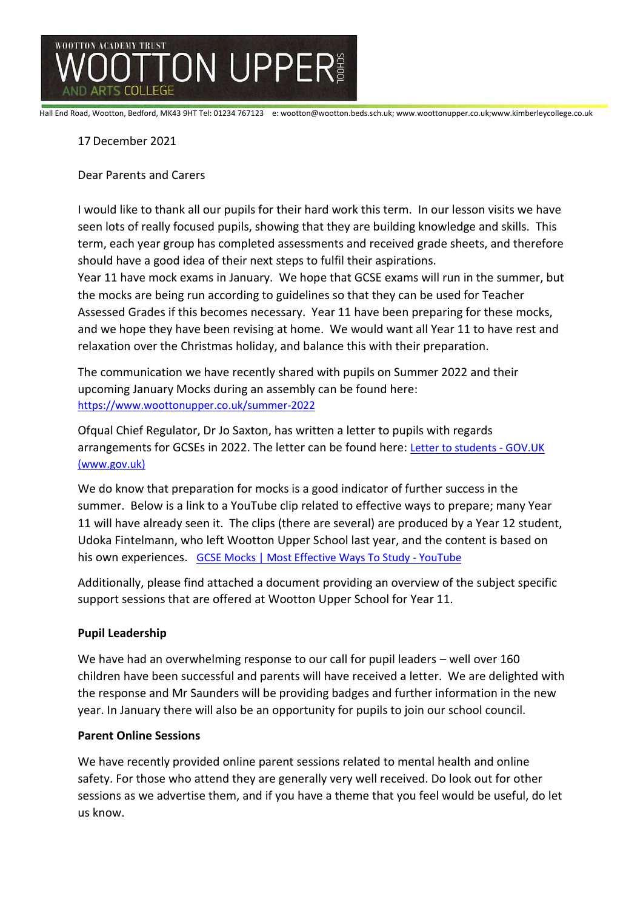WOOTTON ACADEMY TRUST

# WOOTTON UPPER SCHOOL

AND ARTS COLLEGE

Hall End Road, Wootton, Bedford, MK43 9HT Tel: 01234 767123 e: wootton@wootton.beds.sch.uk; www.woottonupper.co.uk;www.kimberleycollege.co.uk

17 December 2021

Dear Parents and Carers

I would like to thank all our pupils for their hard work this term. In our lesson visits we have seen lots of really focused pupils, showing that they are building knowledge and skills. This term, each year group has completed assessments and received grade sheets, and therefore should have a good idea of their next steps to fulfil their aspirations.
Year 11 have mock exams in January. We hope that GCSE exams will run in the summer, but the mocks are being run according to guidelines so that they can be used for Teacher Assessed Grades if this becomes necessary. Year 11 have been preparing for these mocks, and we hope they have been revising at home. We would want all Year 11 to have rest and relaxation over the Christmas holiday, and balance this with their preparation.

The communication we have recently shared with pupils on Summer 2022 and their upcoming January Mocks during an assembly can be found here: https://www.woottonupper.co.uk/summer-2022

Ofqual Chief Regulator, Dr Jo Saxton, has written a letter to pupils with regards arrangements for GCSEs in 2022. The letter can be found here: Letter to students - GOV.UK (www.gov.uk)

We do know that preparation for mocks is a good indicator of further success in the summer. Below is a link to a YouTube clip related to effective ways to prepare; many Year 11 will have already seen it. The clips (there are several) are produced by a Year 12 student, Udoka Fintelmann, who left Wootton Upper School last year, and the content is based on his own experiences. GCSE Mocks | Most Effective Ways To Study - YouTube

Additionally, please find attached a document providing an overview of the subject specific support sessions that are offered at Wootton Upper School for Year 11.

**Pupil Leadership**

We have had an overwhelming response to our call for pupil leaders – well over 160 children have been successful and parents will have received a letter. We are delighted with the response and Mr Saunders will be providing badges and further information in the new year. In January there will also be an opportunity for pupils to join our school council.

**Parent Online Sessions**

We have recently provided online parent sessions related to mental health and online safety. For those who attend they are generally very well received. Do look out for other sessions as we advertise them, and if you have a theme that you feel would be useful, do let us know.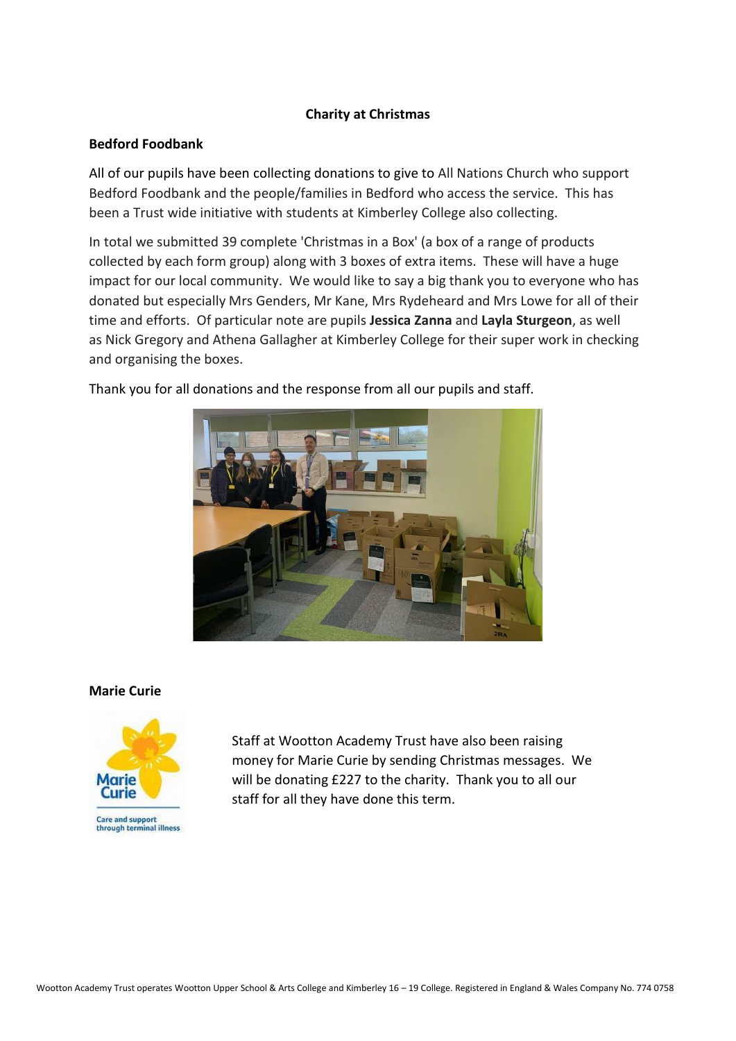## Charity at Christmas

### Bedford Foodbank

All of our pupils have been collecting donations to give to All Nations Church who support Bedford Foodbank and the people/families in Bedford who access the service. This has been a Trust wide initiative with students at Kimberley College also collecting.

In total we submitted 39 complete 'Christmas in a Box' (a box of a range of products collected by each form group) along with 3 boxes of extra items. These will have a huge impact for our local community. We would like to say a big thank you to everyone who has donated but especially Mrs Genders, Mr Kane, Mrs Rydeheard and Mrs Lowe for all of their time and efforts. Of particular note are pupils **Jessica Zanna** and **Layla Sturgeon**, as well as Nick Gregory and Athena Gallagher at Kimberley College for their super work in checking and organising the boxes.

Thank you for all donations and the response from all our pupils and staff.

### Marie Curie

Staff at Wootton Academy Trust have also been raising money for Marie Curie by sending Christmas messages. We will be donating £227 to the charity. Thank you to all our staff for all they have done this term.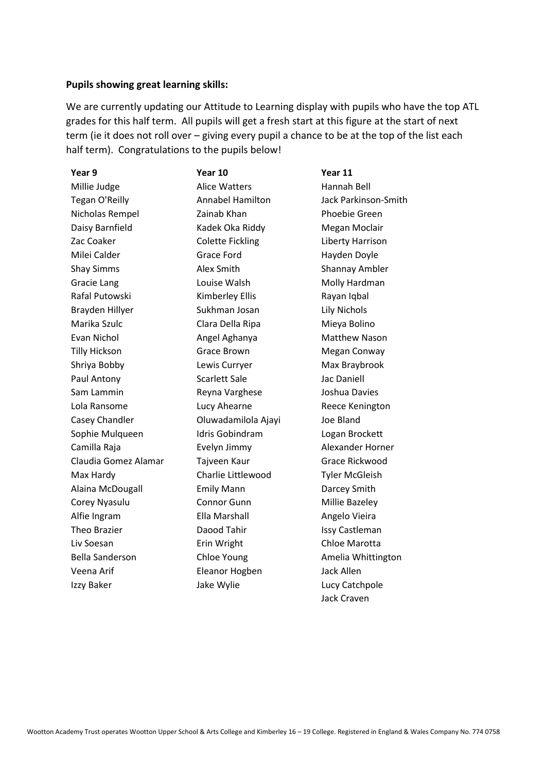**Pupils showing great learning skills:**

We are currently updating our Attitude to Learning display with pupils who have the top ATL grades for this half term. All pupils will get a fresh start at this figure at the start of next term (ie it does not roll over – giving every pupil a chance to be at the top of the list each half term). Congratulations to the pupils below!

| Year 9 | Year 10 | Year 11 |
|---|---|---|
| Millie Judge | Alice Watters | Hannah Bell |
| Tegan O'Reilly | Annabel Hamilton | Jack Parkinson-Smith |
| Nicholas Rempel | Zainab Khan | Phoebie Green |
| Daisy Barnfield | Kadek Oka Riddy | Megan Moclair |
| Zac Coaker | Colette Fickling | Liberty Harrison |
| Milei Calder | Grace Ford | Hayden Doyle |
| Shay Simms | Alex Smith | Shannay Ambler |
| Gracie Lang | Louise Walsh | Molly Hardman |
| Rafal Putowski | Kimberley Ellis | Rayan Iqbal |
| Brayden Hillyer | Sukhman Josan | Lily Nichols |
| Marika Szulc | Clara Della Ripa | Mieya Bolino |
| Evan Nichol | Angel Aghanya | Matthew Nason |
| Tilly Hickson | Grace Brown | Megan Conway |
| Shriya Bobby | Lewis Curryer | Max Braybrook |
| Paul Antony | Scarlett Sale | Jac Daniell |
| Sam Lammin | Reyna Varghese | Joshua Davies |
| Lola Ransome | Lucy Ahearne | Reece Kenington |
| Casey Chandler | Oluwadamilola Ajayi | Joe Bland |
| Sophie Mulqueen | Idris Gobindram | Logan Brockett |
| Camilla Raja | Evelyn Jimmy | Alexander Horner |
| Claudia Gomez Alamar | Tajveen Kaur | Grace Rickwood |
| Max Hardy | Charlie Littlewood | Tyler McGleish |
| Alaina McDougall | Emily Mann | Darcey Smith |
| Corey Nyasulu | Connor Gunn | Millie Bazeley |
| Alfie Ingram | Ella Marshall | Angelo Vieira |
| Theo Brazier | Daood Tahir | Issy Castleman |
| Liv Soesan | Erin Wright | Chloe Marotta |
| Bella Sanderson | Chloe Young | Amelia Whittington |
| Veena Arif | Eleanor Hogben | Jack Allen |
| Izzy Baker | Jake Wylie | Lucy Catchpole |
| | | Jack Craven |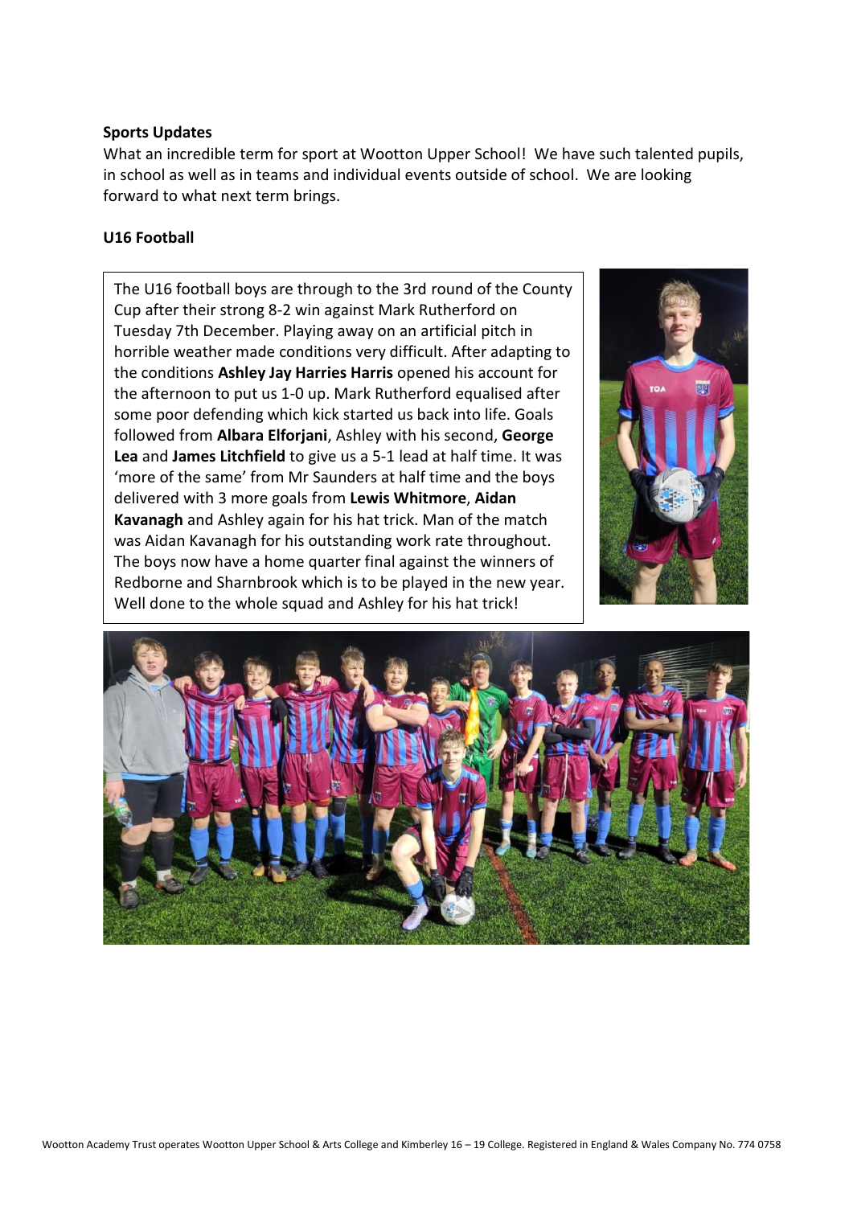**Sports Updates**

What an incredible term for sport at Wootton Upper School! We have such talented pupils, in school as well as in teams and individual events outside of school. We are looking forward to what next term brings.

**U16 Football**

The U16 football boys are through to the 3rd round of the County Cup after their strong 8-2 win against Mark Rutherford on Tuesday 7th December. Playing away on an artificial pitch in horrible weather made conditions very difficult. After adapting to the conditions **Ashley Jay Harries Harris** opened his account for the afternoon to put us 1-0 up. Mark Rutherford equalised after some poor defending which kick started us back into life. Goals followed from **Albara Elforjani**, Ashley with his second, **George Lea** and **James Litchfield** to give us a 5-1 lead at half time. It was 'more of the same' from Mr Saunders at half time and the boys delivered with 3 more goals from **Lewis Whitmore**, **Aidan Kavanagh** and Ashley again for his hat trick. Man of the match was Aidan Kavanagh for his outstanding work rate throughout. The boys now have a home quarter final against the winners of Redborne and Sharnbrook which is to be played in the new year. Well done to the whole squad and Ashley for his hat trick!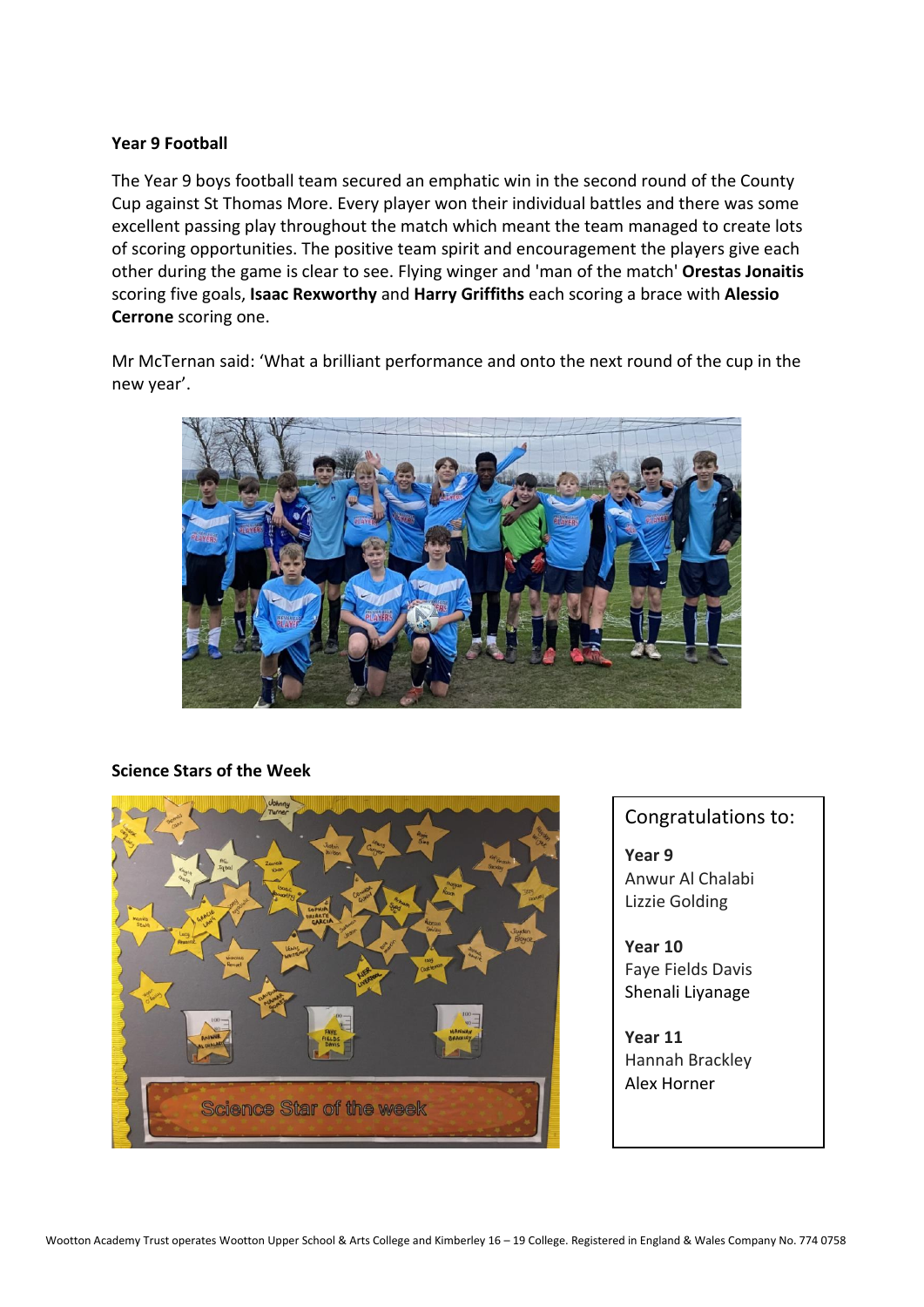**Year 9 Football**

The Year 9 boys football team secured an emphatic win in the second round of the County Cup against St Thomas More. Every player won their individual battles and there was some excellent passing play throughout the match which meant the team managed to create lots of scoring opportunities. The positive team spirit and encouragement the players give each other during the game is clear to see. Flying winger and 'man of the match' **Orestas Jonaitis** scoring five goals, **Isaac Rexworthy** and **Harry Griffiths** each scoring a brace with **Alessio Cerrone** scoring one.

Mr McTernan said: 'What a brilliant performance and onto the next round of the cup in the new year'.

**Science Stars of the Week**

Congratulations to:

**Year 9**
Anwur Al Chalabi
Lizzie Golding

**Year 10**
Faye Fields Davis
Shenali Liyanage

**Year 11**
Hannah Brackley
Alex Horner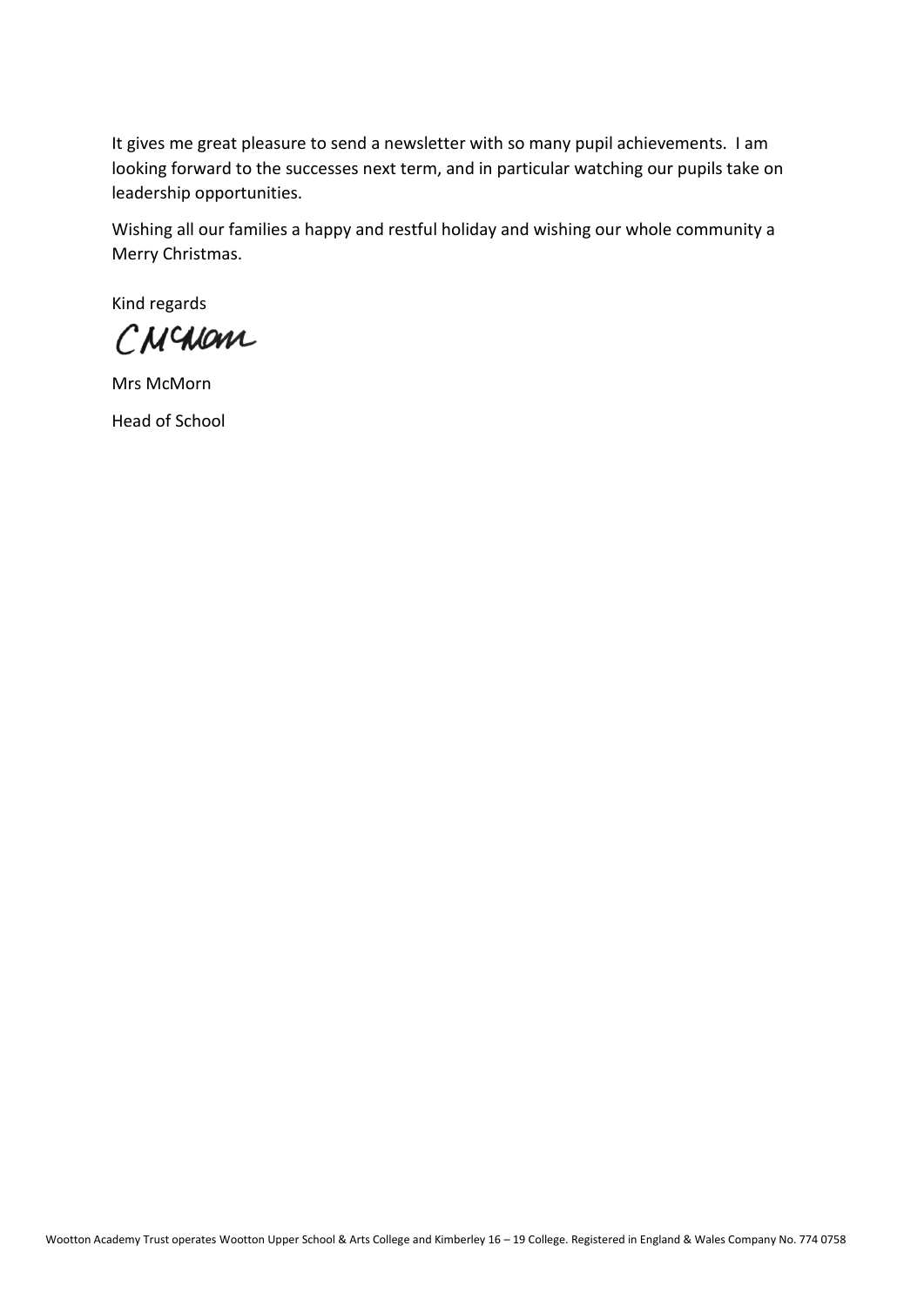It gives me great pleasure to send a newsletter with so many pupil achievements. I am looking forward to the successes next term, and in particular watching our pupils take on leadership opportunities.

Wishing all our families a happy and restful holiday and wishing our whole community a Merry Christmas.

Kind regards

Mrs McMorn

Head of School